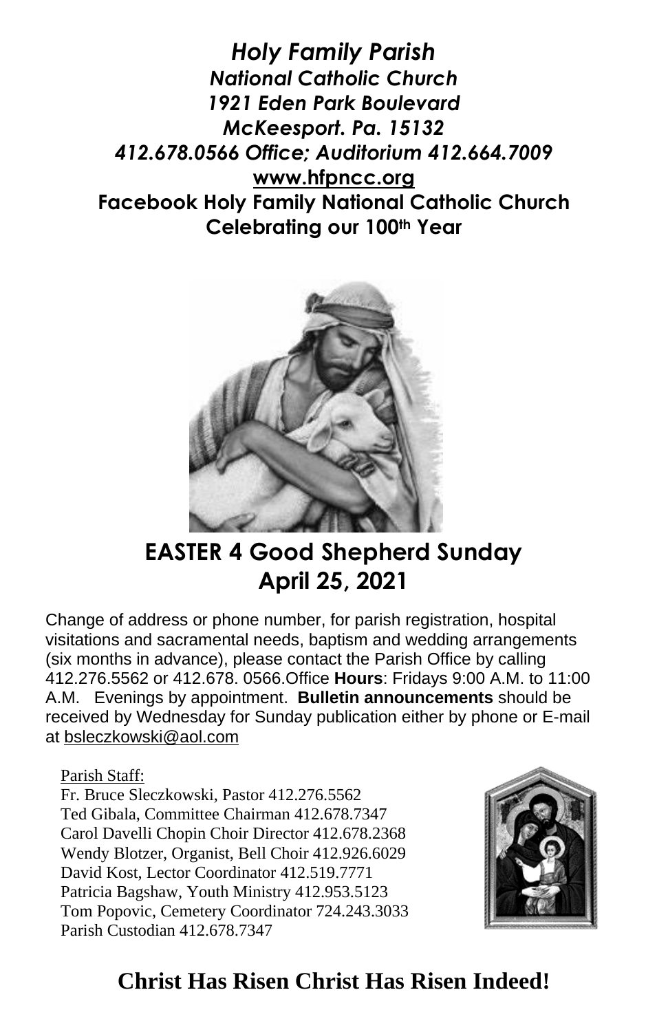# *Holy Family Parish*

***National Catholic Church***
***1921 Eden Park Boulevard***
***McKeesport. Pa. 15132***
***412.678.0566 Office; Auditorium 412.664.7009***
**www.hfpncc.org**
**Facebook Holy Family National Catholic Church**
**Celebrating our 100th Year**

## EASTER 4 Good Shepherd Sunday
## April 25, 2021

Change of address or phone number, for parish registration, hospital visitations and sacramental needs, baptism and wedding arrangements (six months in advance), please contact the Parish Office by calling 412.276.5562 or 412.678. 0566.Office **Hours**: Fridays 9:00 A.M. to 11:00 A.M. Evenings by appointment. **Bulletin announcements** should be received by Wednesday for Sunday publication either by phone or E-mail at bsleczkowski@aol.com

Parish Staff:
Fr. Bruce Sleczkowski, Pastor 412.276.5562
Ted Gibala, Committee Chairman 412.678.7347
Carol Davelli Chopin Choir Director 412.678.2368
Wendy Blotzer, Organist, Bell Choir 412.926.6029
David Kost, Lector Coordinator 412.519.7771
Patricia Bagshaw, Youth Ministry 412.953.5123
Tom Popovic, Cemetery Coordinator 724.243.3033
Parish Custodian 412.678.7347

## Christ Has Risen Christ Has Risen Indeed!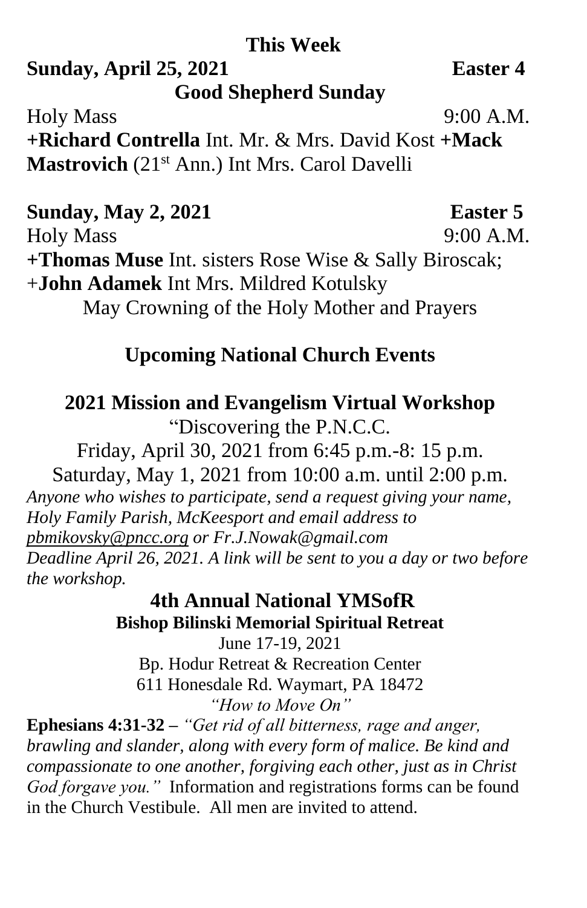## This Week

**Sunday, April 25, 2021** **Easter 4**

**Good Shepherd Sunday**

Holy Mass 9:00 A.M.

**+Richard Contrella** Int. Mr. & Mrs. David Kost **+Mack Mastrovich** (21st Ann.) Int Mrs. Carol Davelli

**Sunday, May 2, 2021** **Easter 5**

Holy Mass 9:00 A.M.

**+Thomas Muse** Int. sisters Rose Wise & Sally Biroscak; +**John Adamek** Int Mrs. Mildred Kotulsky

May Crowning of the Holy Mother and Prayers

## Upcoming National Church Events

### 2021 Mission and Evangelism Virtual Workshop

"Discovering the P.N.C.C.

Friday, April 30, 2021 from 6:45 p.m.-8: 15 p.m.

Saturday, May 1, 2021 from 10:00 a.m. until 2:00 p.m.

*Anyone who wishes to participate, send a request giving your name, Holy Family Parish, McKeesport and email address to pbmikovsky@pncc.org or Fr.J.Nowak@gmail.com Deadline April 26, 2021. A link will be sent to you a day or two before the workshop.*

### 4th Annual National YMSofR

**Bishop Bilinski Memorial Spiritual Retreat**

June 17-19, 2021

Bp. Hodur Retreat & Recreation Center

611 Honesdale Rd. Waymart, PA 18472

*"How to Move On"*

**Ephesians 4:31-32 –** *"Get rid of all bitterness, rage and anger, brawling and slander, along with every form of malice. Be kind and compassionate to one another, forgiving each other, just as in Christ God forgave you."* Information and registrations forms can be found in the Church Vestibule. All men are invited to attend.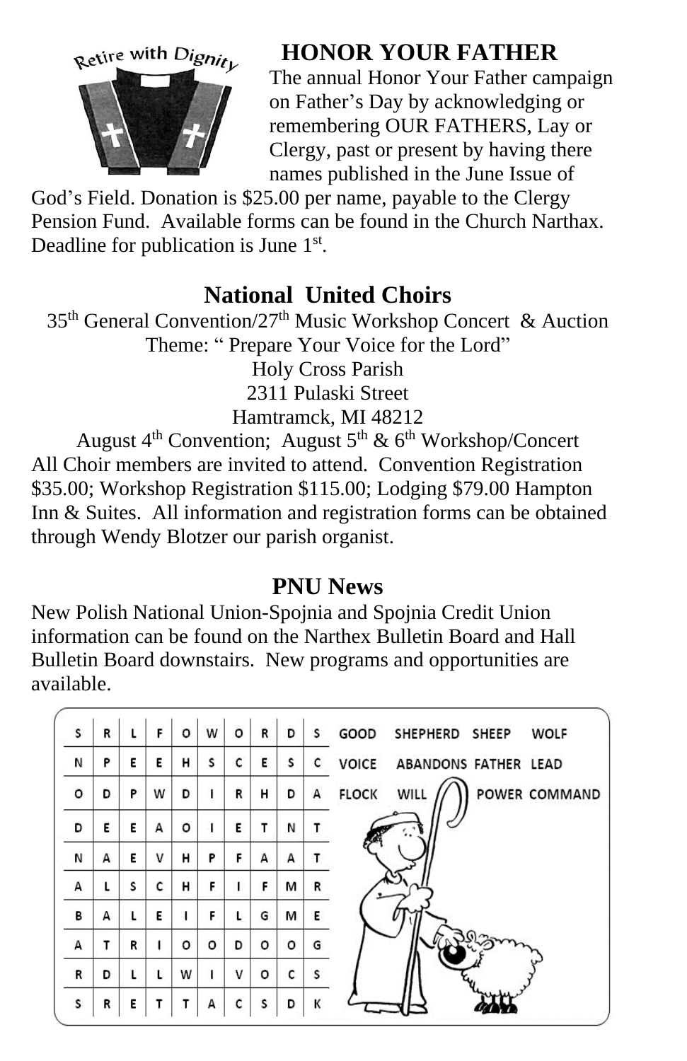Retire with Dignity

## HONOR YOUR FATHER

The annual Honor Your Father campaign on Father's Day by acknowledging or remembering OUR FATHERS, Lay or Clergy, past or present by having there names published in the June Issue of God's Field. Donation is $25.00 per name, payable to the Clergy Pension Fund. Available forms can be found in the Church Narthax. Deadline for publication is June 1st.

## National United Choirs

35th General Convention/27th Music Workshop Concert & Auction
Theme: " Prepare Your Voice for the Lord"
Holy Cross Parish
2311 Pulaski Street
Hamtramck, MI 48212
August 4th Convention; August 5th & 6th Workshop/Concert

All Choir members are invited to attend. Convention Registration $35.00; Workshop Registration $115.00; Lodging $79.00 Hampton Inn & Suites. All information and registration forms can be obtained through Wendy Blotzer our parish organist.

## PNU News

New Polish National Union-Spojnia and Spojnia Credit Union information can be found on the Narthex Bulletin Board and Hall Bulletin Board downstairs. New programs and opportunities are available.

| | | | | | | | | | |
|---|---|---|---|---|---|---|---|---|---|
| S | R | L | F | O | W | O | R | D | S |
| N | P | E | E | H | S | C | E | S | C |
| O | D | P | W | D | I | R | H | D | A |
| D | E | E | A | O | I | E | T | N | T |
| N | A | E | V | H | P | F | A | A | T |
| A | L | S | C | H | F | I | F | M | R |
| B | A | L | E | I | F | L | G | M | E |
| A | T | R | I | O | O | D | O | O | G |
| R | D | L | L | W | I | V | O | C | S |
| S | R | E | T | T | A | C | S | D | K |

GOOD SHEPHERD SHEEP WOLF
VOICE ABANDONS FATHER LEAD
FLOCK WILL POWER COMMAND